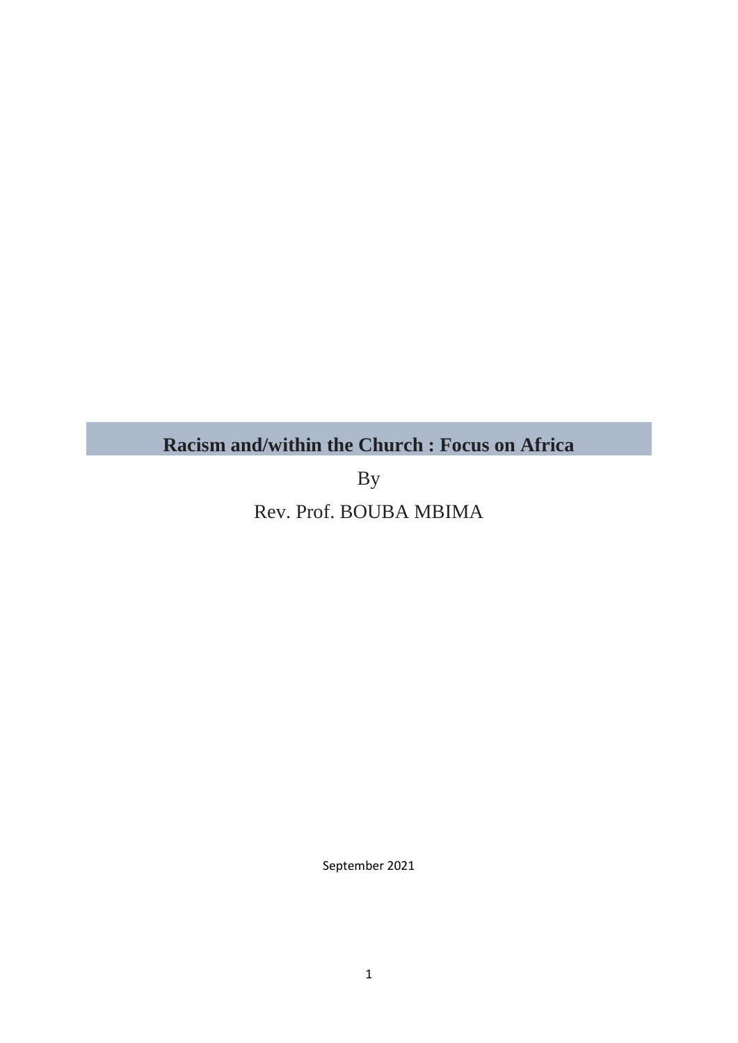# Racism and/within the Church : Focus on Africa

By

Rev. Prof. BOUBA MBIMA

September 2021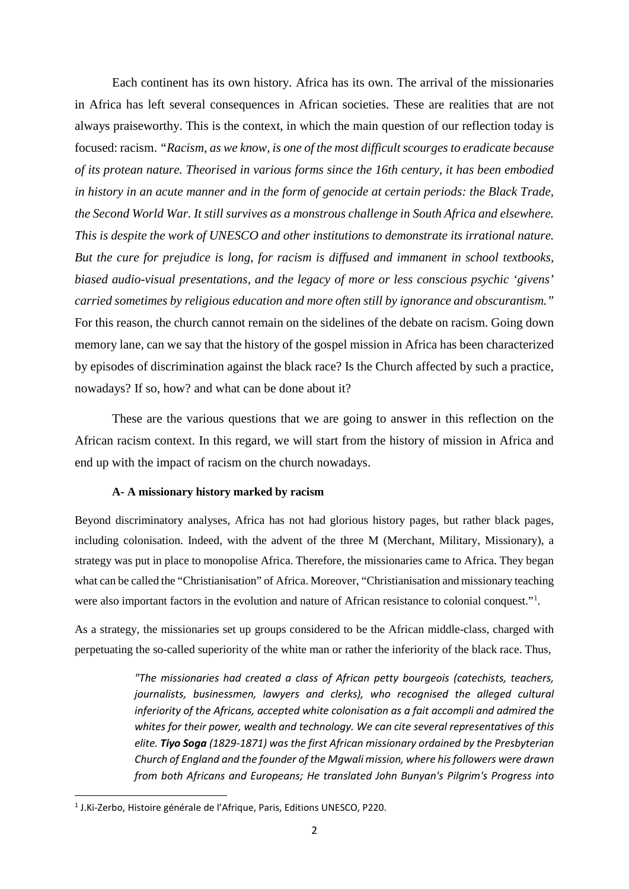Each continent has its own history. Africa has its own. The arrival of the missionaries in Africa has left several consequences in African societies. These are realities that are not always praiseworthy. This is the context, in which the main question of our reflection today is focused: racism. *"Racism, as we know, is one of the most difficult scourges to eradicate because of its protean nature. Theorised in various forms since the 16th century, it has been embodied in history in an acute manner and in the form of genocide at certain periods: the Black Trade, the Second World War. It still survives as a monstrous challenge in South Africa and elsewhere. This is despite the work of UNESCO and other institutions to demonstrate its irrational nature. But the cure for prejudice is long, for racism is diffused and immanent in school textbooks, biased audio-visual presentations, and the legacy of more or less conscious psychic 'givens' carried sometimes by religious education and more often still by ignorance and obscurantism."* For this reason, the church cannot remain on the sidelines of the debate on racism. Going down memory lane, can we say that the history of the gospel mission in Africa has been characterized by episodes of discrimination against the black race? Is the Church affected by such a practice, nowadays? If so, how? and what can be done about it?

These are the various questions that we are going to answer in this reflection on the African racism context. In this regard, we will start from the history of mission in Africa and end up with the impact of racism on the church nowadays.

### A- A missionary history marked by racism

Beyond discriminatory analyses, Africa has not had glorious history pages, but rather black pages, including colonisation. Indeed, with the advent of the three M (Merchant, Military, Missionary), a strategy was put in place to monopolise Africa. Therefore, the missionaries came to Africa. They began what can be called the "Christianisation" of Africa. Moreover, "Christianisation and missionary teaching were also important factors in the evolution and nature of African resistance to colonial conquest."[1].

As a strategy, the missionaries set up groups considered to be the African middle-class, charged with perpetuating the so-called superiority of the white man or rather the inferiority of the black race. Thus,

> *"The missionaries had created a class of African petty bourgeois (catechists, teachers, journalists, businessmen, lawyers and clerks), who recognised the alleged cultural inferiority of the Africans, accepted white colonisation as a fait accompli and admired the whites for their power, wealth and technology. We can cite several representatives of this elite. **Tiyo Soga** (1829-1871) was the first African missionary ordained by the Presbyterian Church of England and the founder of the Mgwali mission, where his followers were drawn from both Africans and Europeans; He translated John Bunyan's Pilgrim's Progress into*

---

[1] J.Ki-Zerbo, Histoire générale de l'Afrique, Paris, Editions UNESCO, P220.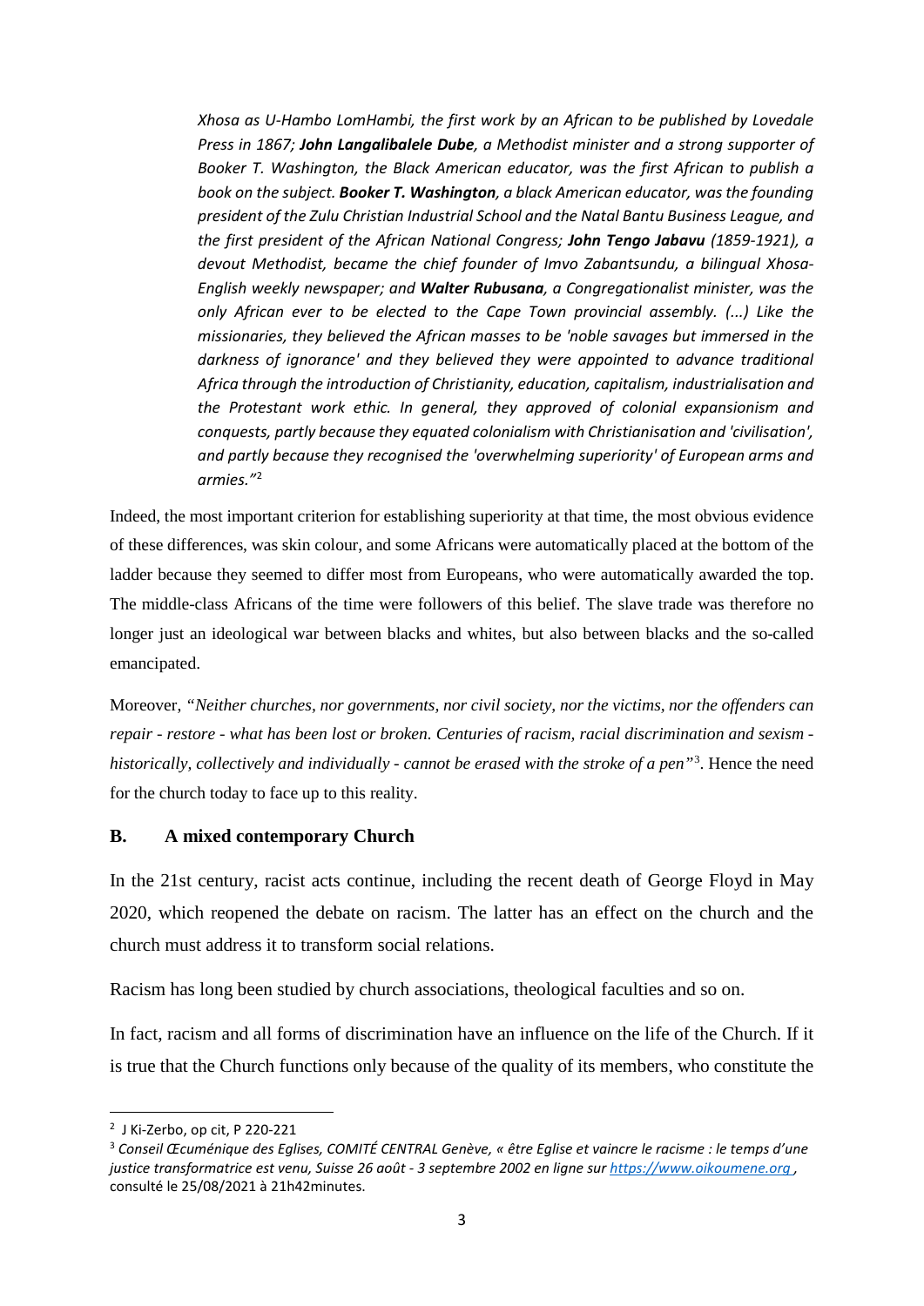> *Xhosa as U-Hambo LomHambi, the first work by an African to be published by Lovedale Press in 1867; **John Langalibalele Dube**, a Methodist minister and a strong supporter of Booker T. Washington, the Black American educator, was the first African to publish a book on the subject. **Booker T. Washington**, a black American educator, was the founding president of the Zulu Christian Industrial School and the Natal Bantu Business League, and the first president of the African National Congress; **John Tengo Jabavu** (1859-1921), a devout Methodist, became the chief founder of Imvo Zabantsundu, a bilingual Xhosa-English weekly newspaper; and **Walter Rubusana**, a Congregationalist minister, was the only African ever to be elected to the Cape Town provincial assembly. (...) Like the missionaries, they believed the African masses to be 'noble savages but immersed in the darkness of ignorance' and they believed they were appointed to advance traditional Africa through the introduction of Christianity, education, capitalism, industrialisation and the Protestant work ethic. In general, they approved of colonial expansionism and conquests, partly because they equated colonialism with Christianisation and 'civilisation', and partly because they recognised the 'overwhelming superiority' of European arms and armies."*[2]

Indeed, the most important criterion for establishing superiority at that time, the most obvious evidence of these differences, was skin colour, and some Africans were automatically placed at the bottom of the ladder because they seemed to differ most from Europeans, who were automatically awarded the top. The middle-class Africans of the time were followers of this belief. The slave trade was therefore no longer just an ideological war between blacks and whites, but also between blacks and the so-called emancipated.

Moreover, *"Neither churches, nor governments, nor civil society, nor the victims, nor the offenders can repair - restore - what has been lost or broken. Centuries of racism, racial discrimination and sexism - historically, collectively and individually - cannot be erased with the stroke of a pen"*[3]. Hence the need for the church today to face up to this reality.

### B. A mixed contemporary Church

In the 21st century, racist acts continue, including the recent death of George Floyd in May 2020, which reopened the debate on racism. The latter has an effect on the church and the church must address it to transform social relations.

Racism has long been studied by church associations, theological faculties and so on.

In fact, racism and all forms of discrimination have an influence on the life of the Church. If it is true that the Church functions only because of the quality of its members, who constitute the

---

[2] J Ki-Zerbo, op cit, P 220-221

[3] *Conseil Œcuménique des Eglises, COMITÉ CENTRAL Genève, « être Eglise et vaincre le racisme : le temps d'une justice transformatrice est venu, Suisse 26 août - 3 septembre 2002 en ligne sur https://www.oikoumene.org ,* consulté le 25/08/2021 à 21h42minutes.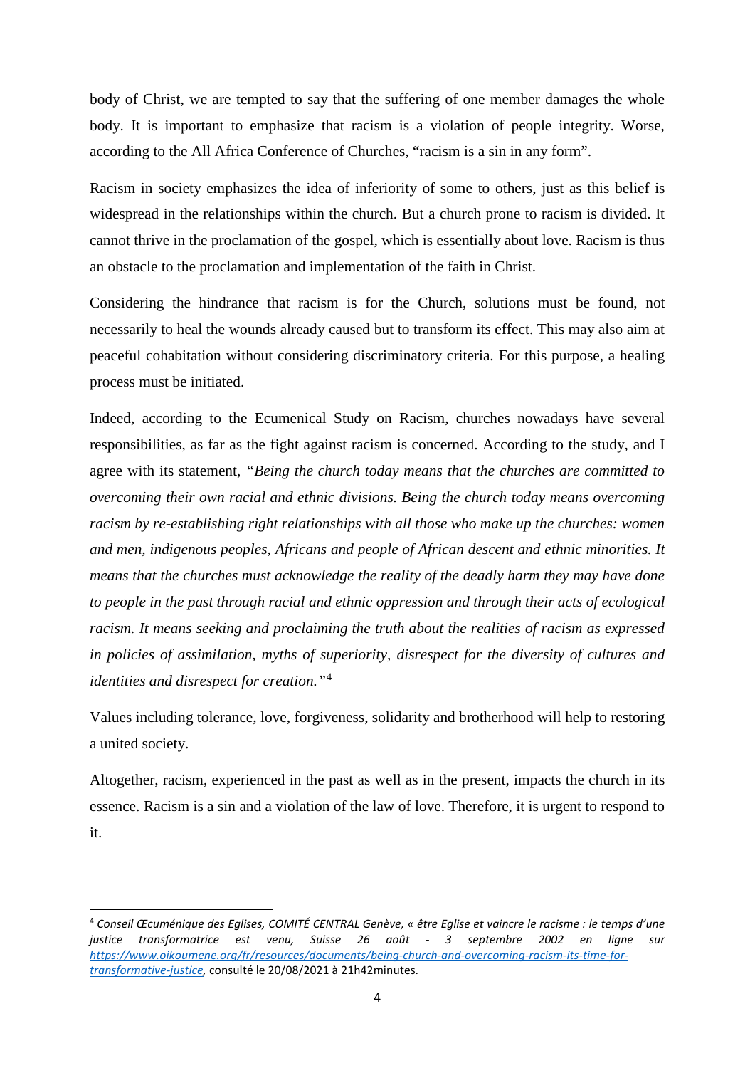body of Christ, we are tempted to say that the suffering of one member damages the whole body. It is important to emphasize that racism is a violation of people integrity. Worse, according to the All Africa Conference of Churches, "racism is a sin in any form".

Racism in society emphasizes the idea of inferiority of some to others, just as this belief is widespread in the relationships within the church. But a church prone to racism is divided. It cannot thrive in the proclamation of the gospel, which is essentially about love. Racism is thus an obstacle to the proclamation and implementation of the faith in Christ.

Considering the hindrance that racism is for the Church, solutions must be found, not necessarily to heal the wounds already caused but to transform its effect. This may also aim at peaceful cohabitation without considering discriminatory criteria. For this purpose, a healing process must be initiated.

Indeed, according to the Ecumenical Study on Racism, churches nowadays have several responsibilities, as far as the fight against racism is concerned. According to the study, and I agree with its statement, *"Being the church today means that the churches are committed to overcoming their own racial and ethnic divisions. Being the church today means overcoming racism by re-establishing right relationships with all those who make up the churches: women and men, indigenous peoples, Africans and people of African descent and ethnic minorities. It means that the churches must acknowledge the reality of the deadly harm they may have done to people in the past through racial and ethnic oppression and through their acts of ecological racism. It means seeking and proclaiming the truth about the realities of racism as expressed in policies of assimilation, myths of superiority, disrespect for the diversity of cultures and identities and disrespect for creation."*[4]

Values including tolerance, love, forgiveness, solidarity and brotherhood will help to restoring a united society.

Altogether, racism, experienced in the past as well as in the present, impacts the church in its essence. Racism is a sin and a violation of the law of love. Therefore, it is urgent to respond to it.

---

[4] *Conseil Œcuménique des Eglises, COMITÉ CENTRAL Genève, « être Eglise et vaincre le racisme : le temps d'une justice transformatrice est venu, Suisse 26 août - 3 septembre 2002 en ligne sur [https://www.oikoumene.org/fr/resources/documents/being-church-and-overcoming-racism-its-time-for-transformative-justice](https://www.oikoumene.org/fr/resources/documents/being-church-and-overcoming-racism-its-time-for-transformative-justice),* consulté le 20/08/2021 à 21h42minutes.